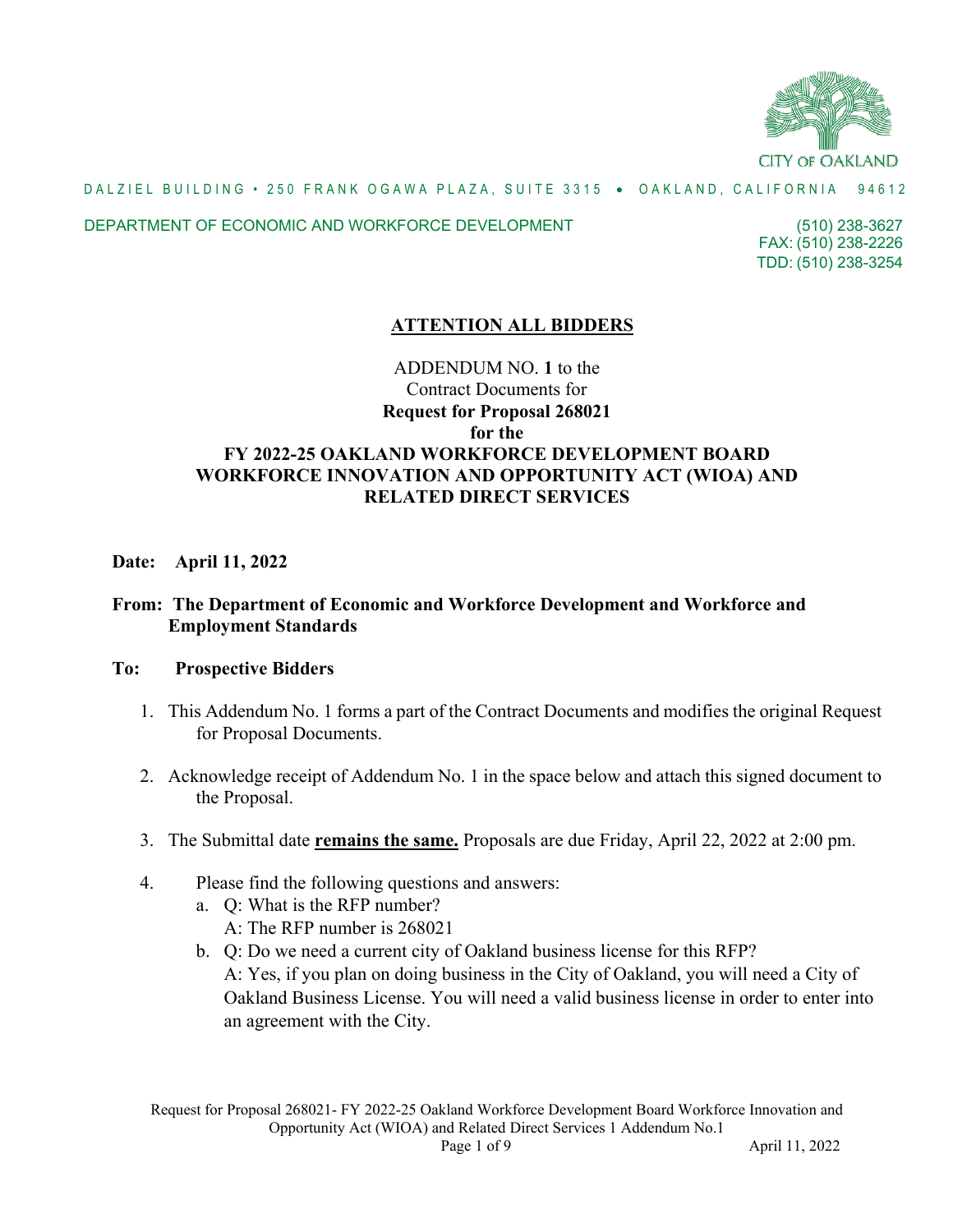CITY OF OAKLAND

DALZIEL BUILDING • 250 FRANK OGAWA PLAZA, SUITE 3315 • OAKLAND, CALIFORNIA 94612

DEPARTMENT OF ECONOMIC AND WORKFORCE DEVELOPMENT

(510) 238-3627
FAX: (510) 238-2226
TDD: (510) 238-3254

# ATTENTION ALL BIDDERS

ADDENDUM NO. **1** to the
Contract Documents for
**Request for Proposal 268021**
**for the**
**FY 2022-25 OAKLAND WORKFORCE DEVELOPMENT BOARD WORKFORCE INNOVATION AND OPPORTUNITY ACT (WIOA) AND RELATED DIRECT SERVICES**

**Date: April 11, 2022**

**From: The Department of Economic and Workforce Development and Workforce and Employment Standards**

**To: Prospective Bidders**

1. This Addendum No. 1 forms a part of the Contract Documents and modifies the original Request for Proposal Documents.
2. Acknowledge receipt of Addendum No. 1 in the space below and attach this signed document to the Proposal.
3. The Submittal date **remains the same.** Proposals are due Friday, April 22, 2022 at 2:00 pm.
4. Please find the following questions and answers:
   a. Q: What is the RFP number?
      A: The RFP number is 268021
   b. Q: Do we need a current city of Oakland business license for this RFP?
      A: Yes, if you plan on doing business in the City of Oakland, you will need a City of Oakland Business License. You will need a valid business license in order to enter into an agreement with the City.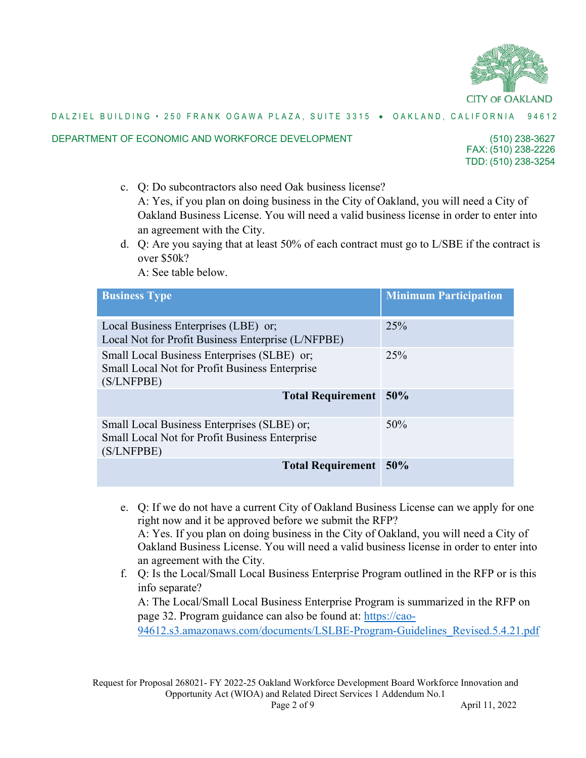c. Q: Do subcontractors also need Oak business license?
   A: Yes, if you plan on doing business in the City of Oakland, you will need a City of Oakland Business License. You will need a valid business license in order to enter into an agreement with the City.
d. Q: Are you saying that at least 50% of each contract must go to L/SBE if the contract is over $50k?
   A: See table below.

| Business Type | Minimum Participation |
|---|---|
| Local Business Enterprises (LBE) or; Local Not for Profit Business Enterprise (L/NFPBE) | 25% |
| Small Local Business Enterprises (SLBE) or; Small Local Not for Profit Business Enterprise (S/LNFPBE) | 25% |
| **Total Requirement** | **50%** |
| Small Local Business Enterprises (SLBE) or; Small Local Not for Profit Business Enterprise (S/LNFPBE) | 50% |
| **Total Requirement** | **50%** |

e. Q: If we do not have a current City of Oakland Business License can we apply for one right now and it be approved before we submit the RFP?
   A: Yes. If you plan on doing business in the City of Oakland, you will need a City of Oakland Business License. You will need a valid business license in order to enter into an agreement with the City.
f. Q: Is the Local/Small Local Business Enterprise Program outlined in the RFP or is this info separate?
   A: The Local/Small Local Business Enterprise Program is summarized in the RFP on page 32. Program guidance can also be found at: [https://cao-94612.s3.amazonaws.com/documents/LSLBE-Program-Guidelines_Revised.5.4.21.pdf](https://cao-94612.s3.amazonaws.com/documents/LSLBE-Program-Guidelines_Revised.5.4.21.pdf)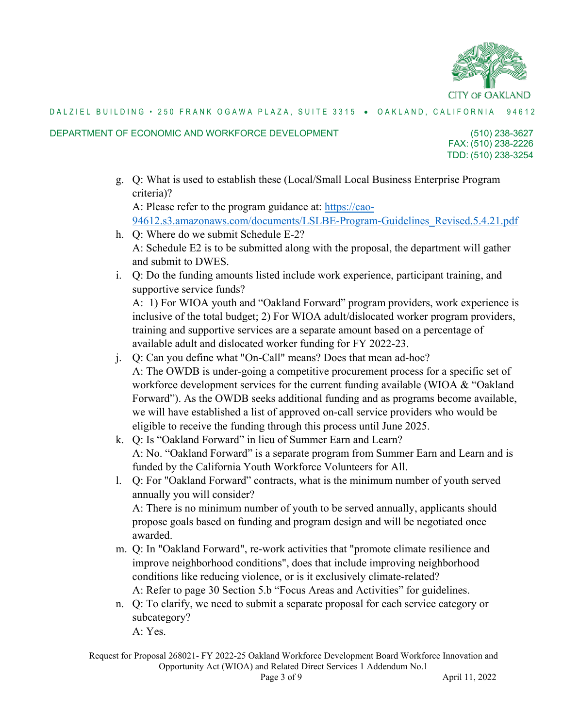DALZIEL BUILDING • 250 FRANK OGAWA PLAZA, SUITE 3315 • OAKLAND, CALIFORNIA 94612

DEPARTMENT OF ECONOMIC AND WORKFORCE DEVELOPMENT (510) 238-3627
FAX: (510) 238-2226
TDD: (510) 238-3254

g. Q: What is used to establish these (Local/Small Local Business Enterprise Program criteria)?
   A: Please refer to the program guidance at: [https://cao-94612.s3.amazonaws.com/documents/LSLBE-Program-Guidelines_Revised.5.4.21.pdf](https://cao-94612.s3.amazonaws.com/documents/LSLBE-Program-Guidelines_Revised.5.4.21.pdf)
h. Q: Where do we submit Schedule E-2?
   A: Schedule E2 is to be submitted along with the proposal, the department will gather and submit to DWES.
i. Q: Do the funding amounts listed include work experience, participant training, and supportive service funds?
   A: 1) For WIOA youth and "Oakland Forward" program providers, work experience is inclusive of the total budget; 2) For WIOA adult/dislocated worker program providers, training and supportive services are a separate amount based on a percentage of available adult and dislocated worker funding for FY 2022-23.
j. Q: Can you define what "On-Call" means? Does that mean ad-hoc?
   A: The OWDB is under-going a competitive procurement process for a specific set of workforce development services for the current funding available (WIOA & "Oakland Forward"). As the OWDB seeks additional funding and as programs become available, we will have established a list of approved on-call service providers who would be eligible to receive the funding through this process until June 2025.
k. Q: Is "Oakland Forward" in lieu of Summer Earn and Learn?
   A: No. "Oakland Forward" is a separate program from Summer Earn and Learn and is funded by the California Youth Workforce Volunteers for All.
l. Q: For "Oakland Forward" contracts, what is the minimum number of youth served annually you will consider?
   A: There is no minimum number of youth to be served annually, applicants should propose goals based on funding and program design and will be negotiated once awarded.
m. Q: In "Oakland Forward", re-work activities that "promote climate resilience and improve neighborhood conditions", does that include improving neighborhood conditions like reducing violence, or is it exclusively climate-related?
   A: Refer to page 30 Section 5.b "Focus Areas and Activities" for guidelines.
n. Q: To clarify, we need to submit a separate proposal for each service category or subcategory?
   A: Yes.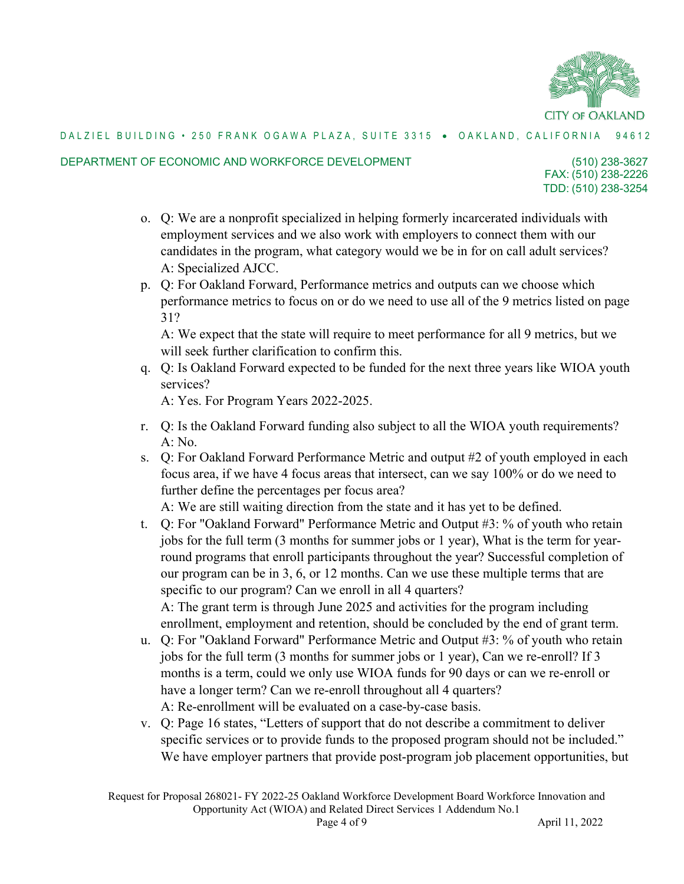o. Q: We are a nonprofit specialized in helping formerly incarcerated individuals with employment services and we also work with employers to connect them with our candidates in the program, what category would we be in for on call adult services?
   A: Specialized AJCC.

p. Q: For Oakland Forward, Performance metrics and outputs can we choose which performance metrics to focus on or do we need to use all of the 9 metrics listed on page 31?
   A: We expect that the state will require to meet performance for all 9 metrics, but we will seek further clarification to confirm this.

q. Q: Is Oakland Forward expected to be funded for the next three years like WIOA youth services?
   A: Yes. For Program Years 2022-2025.

r. Q: Is the Oakland Forward funding also subject to all the WIOA youth requirements?
   A: No.

s. Q: For Oakland Forward Performance Metric and output #2 of youth employed in each focus area, if we have 4 focus areas that intersect, can we say 100% or do we need to further define the percentages per focus area?
   A: We are still waiting direction from the state and it has yet to be defined.

t. Q: For "Oakland Forward" Performance Metric and Output #3: % of youth who retain jobs for the full term (3 months for summer jobs or 1 year), What is the term for year-round programs that enroll participants throughout the year? Successful completion of our program can be in 3, 6, or 12 months. Can we use these multiple terms that are specific to our program? Can we enroll in all 4 quarters?
   A: The grant term is through June 2025 and activities for the program including enrollment, employment and retention, should be concluded by the end of grant term.

u. Q: For "Oakland Forward" Performance Metric and Output #3: % of youth who retain jobs for the full term (3 months for summer jobs or 1 year), Can we re-enroll? If 3 months is a term, could we only use WIOA funds for 90 days or can we re-enroll or have a longer term? Can we re-enroll throughout all 4 quarters?
   A: Re-enrollment will be evaluated on a case-by-case basis.

v. Q: Page 16 states, "Letters of support that do not describe a commitment to deliver specific services or to provide funds to the proposed program should not be included." We have employer partners that provide post-program job placement opportunities, but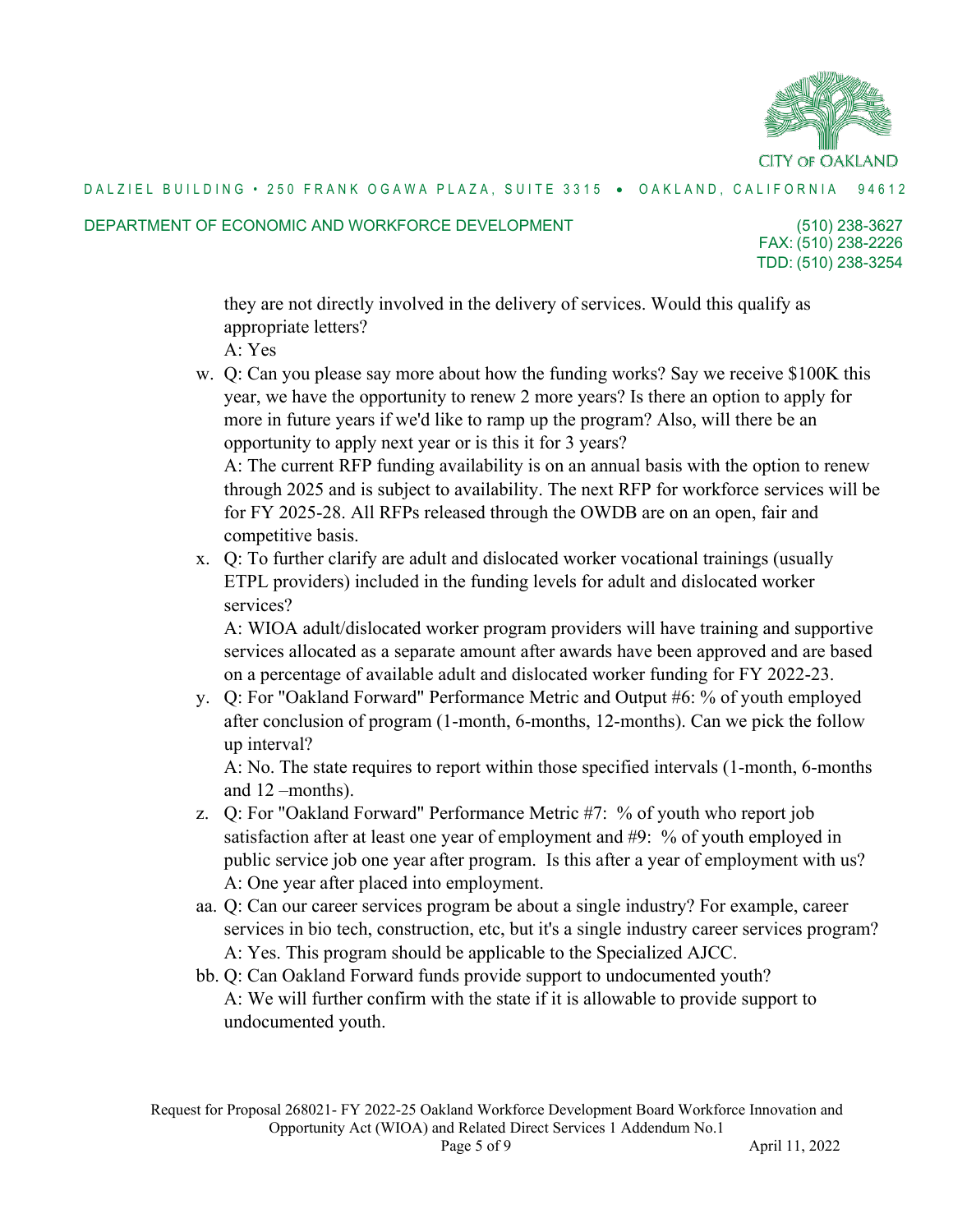they are not directly involved in the delivery of services. Would this qualify as appropriate letters?
A: Yes

w. Q: Can you please say more about how the funding works? Say we receive $100K this year, we have the opportunity to renew 2 more years? Is there an option to apply for more in future years if we'd like to ramp up the program? Also, will there be an opportunity to apply next year or is this it for 3 years?
A: The current RFP funding availability is on an annual basis with the option to renew through 2025 and is subject to availability. The next RFP for workforce services will be for FY 2025-28. All RFPs released through the OWDB are on an open, fair and competitive basis.

x. Q: To further clarify are adult and dislocated worker vocational trainings (usually ETPL providers) included in the funding levels for adult and dislocated worker services?
A: WIOA adult/dislocated worker program providers will have training and supportive services allocated as a separate amount after awards have been approved and are based on a percentage of available adult and dislocated worker funding for FY 2022-23.

y. Q: For "Oakland Forward" Performance Metric and Output #6: % of youth employed after conclusion of program (1-month, 6-months, 12-months). Can we pick the follow up interval?
A: No. The state requires to report within those specified intervals (1-month, 6-months and 12 –months).

z. Q: For "Oakland Forward" Performance Metric #7: % of youth who report job satisfaction after at least one year of employment and #9: % of youth employed in public service job one year after program. Is this after a year of employment with us?
A: One year after placed into employment.

aa. Q: Can our career services program be about a single industry? For example, career services in bio tech, construction, etc, but it's a single industry career services program?
A: Yes. This program should be applicable to the Specialized AJCC.

bb. Q: Can Oakland Forward funds provide support to undocumented youth?
A: We will further confirm with the state if it is allowable to provide support to undocumented youth.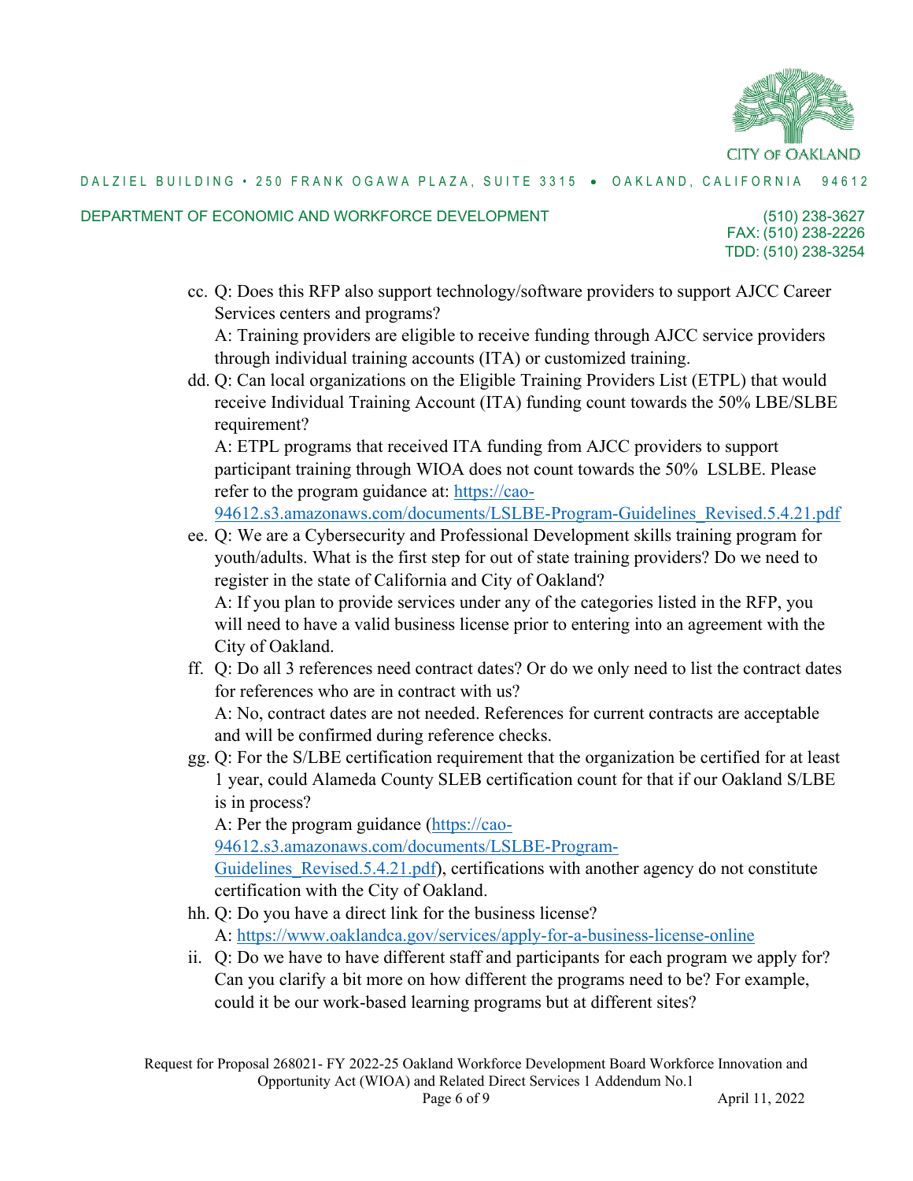DALZIEL BUILDING • 250 FRANK OGAWA PLAZA, SUITE 3315 • OAKLAND, CALIFORNIA 94612

DEPARTMENT OF ECONOMIC AND WORKFORCE DEVELOPMENT (510) 238-3627
FAX: (510) 238-2226
TDD: (510) 238-3254

cc. Q: Does this RFP also support technology/software providers to support AJCC Career Services centers and programs?
A: Training providers are eligible to receive funding through AJCC service providers through individual training accounts (ITA) or customized training.

dd. Q: Can local organizations on the Eligible Training Providers List (ETPL) that would receive Individual Training Account (ITA) funding count towards the 50% LBE/SLBE requirement?
A: ETPL programs that received ITA funding from AJCC providers to support participant training through WIOA does not count towards the 50% LSLBE. Please refer to the program guidance at: https://cao-94612.s3.amazonaws.com/documents/LSLBE-Program-Guidelines_Revised.5.4.21.pdf

ee. Q: We are a Cybersecurity and Professional Development skills training program for youth/adults. What is the first step for out of state training providers? Do we need to register in the state of California and City of Oakland?
A: If you plan to provide services under any of the categories listed in the RFP, you will need to have a valid business license prior to entering into an agreement with the City of Oakland.

ff. Q: Do all 3 references need contract dates? Or do we only need to list the contract dates for references who are in contract with us?
A: No, contract dates are not needed. References for current contracts are acceptable and will be confirmed during reference checks.

gg. Q: For the S/LBE certification requirement that the organization be certified for at least 1 year, could Alameda County SLEB certification count for that if our Oakland S/LBE is in process?
A: Per the program guidance (https://cao-94612.s3.amazonaws.com/documents/LSLBE-Program-Guidelines_Revised.5.4.21.pdf), certifications with another agency do not constitute certification with the City of Oakland.

hh. Q: Do you have a direct link for the business license?
A: https://www.oaklandca.gov/services/apply-for-a-business-license-online

ii. Q: Do we have to have different staff and participants for each program we apply for? Can you clarify a bit more on how different the programs need to be? For example, could it be our work-based learning programs but at different sites?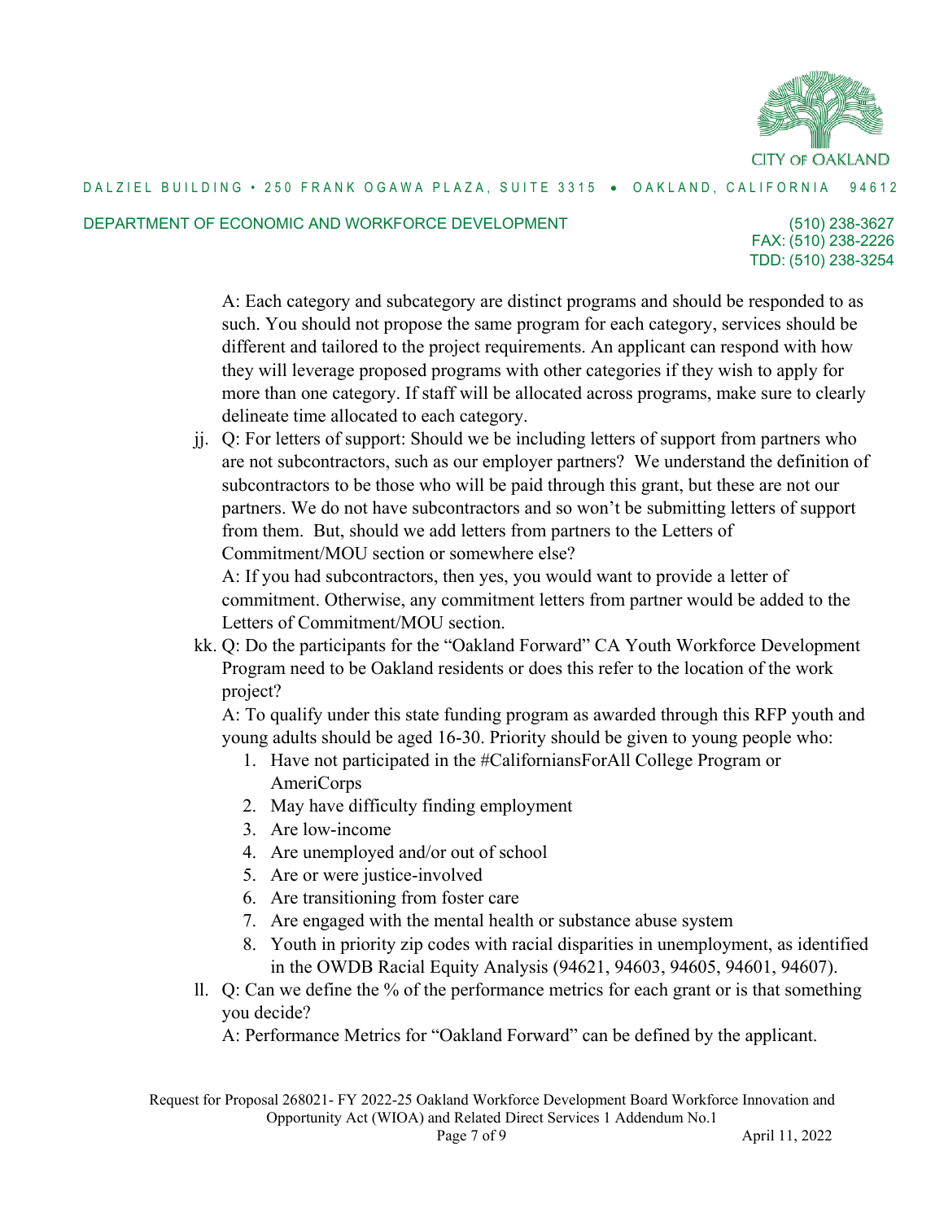A: Each category and subcategory are distinct programs and should be responded to as such. You should not propose the same program for each category, services should be different and tailored to the project requirements. An applicant can respond with how they will leverage proposed programs with other categories if they wish to apply for more than one category. If staff will be allocated across programs, make sure to clearly delineate time allocated to each category.

jj. Q: For letters of support: Should we be including letters of support from partners who are not subcontractors, such as our employer partners? We understand the definition of subcontractors to be those who will be paid through this grant, but these are not our partners. We do not have subcontractors and so won't be submitting letters of support from them. But, should we add letters from partners to the Letters of Commitment/MOU section or somewhere else?

A: If you had subcontractors, then yes, you would want to provide a letter of commitment. Otherwise, any commitment letters from partner would be added to the Letters of Commitment/MOU section.

kk. Q: Do the participants for the "Oakland Forward" CA Youth Workforce Development Program need to be Oakland residents or does this refer to the location of the work project?

A: To qualify under this state funding program as awarded through this RFP youth and young adults should be aged 16-30. Priority should be given to young people who:

1. Have not participated in the #CaliforniansForAll College Program or AmeriCorps
2. May have difficulty finding employment
3. Are low-income
4. Are unemployed and/or out of school
5. Are or were justice-involved
6. Are transitioning from foster care
7. Are engaged with the mental health or substance abuse system
8. Youth in priority zip codes with racial disparities in unemployment, as identified in the OWDB Racial Equity Analysis (94621, 94603, 94605, 94601, 94607).

ll. Q: Can we define the % of the performance metrics for each grant or is that something you decide?

A: Performance Metrics for "Oakland Forward" can be defined by the applicant.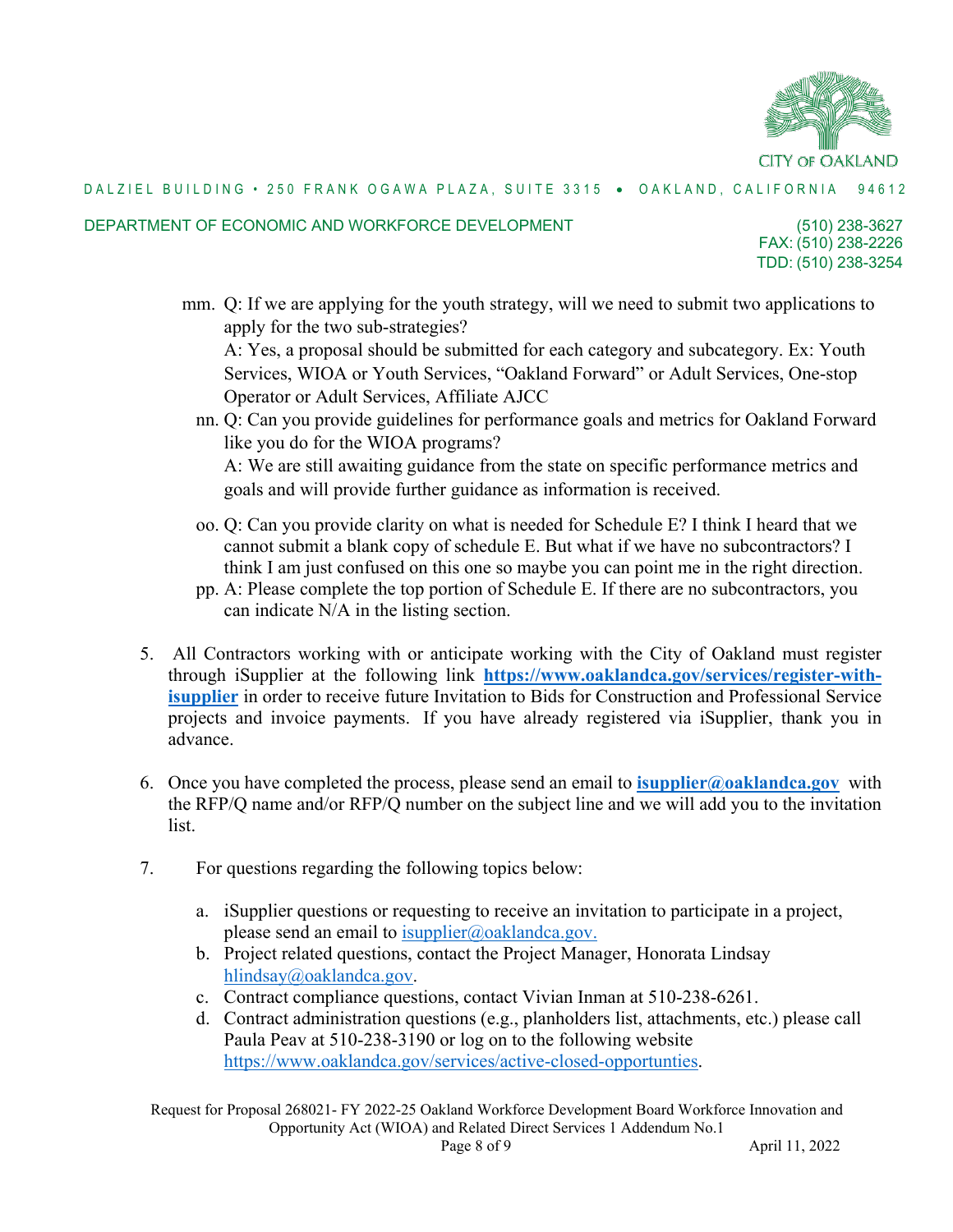CITY OF OAKLAND

DALZIEL BUILDING • 250 FRANK OGAWA PLAZA, SUITE 3315 • OAKLAND, CALIFORNIA 94612

DEPARTMENT OF ECONOMIC AND WORKFORCE DEVELOPMENT (510) 238-3627
FAX: (510) 238-2226
TDD: (510) 238-3254

mm. Q: If we are applying for the youth strategy, will we need to submit two applications to apply for the two sub-strategies?
A: Yes, a proposal should be submitted for each category and subcategory. Ex: Youth Services, WIOA or Youth Services, "Oakland Forward" or Adult Services, One-stop Operator or Adult Services, Affiliate AJCC

nn. Q: Can you provide guidelines for performance goals and metrics for Oakland Forward like you do for the WIOA programs?
A: We are still awaiting guidance from the state on specific performance metrics and goals and will provide further guidance as information is received.

oo. Q: Can you provide clarity on what is needed for Schedule E? I think I heard that we cannot submit a blank copy of schedule E. But what if we have no subcontractors? I think I am just confused on this one so maybe you can point me in the right direction.

pp. A: Please complete the top portion of Schedule E. If there are no subcontractors, you can indicate N/A in the listing section.

5. All Contractors working with or anticipate working with the City of Oakland must register through iSupplier at the following link **https://www.oaklandca.gov/services/register-with-isupplier** in order to receive future Invitation to Bids for Construction and Professional Service projects and invoice payments. If you have already registered via iSupplier, thank you in advance.

6. Once you have completed the process, please send an email to **isupplier@oaklandca.gov** with the RFP/Q name and/or RFP/Q number on the subject line and we will add you to the invitation list.

7. For questions regarding the following topics below:

   a. iSupplier questions or requesting to receive an invitation to participate in a project, please send an email to isupplier@oaklandca.gov.
   b. Project related questions, contact the Project Manager, Honorata Lindsay hlindsay@oaklandca.gov.
   c. Contract compliance questions, contact Vivian Inman at 510-238-6261.
   d. Contract administration questions (e.g., planholders list, attachments, etc.) please call Paula Peav at 510-238-3190 or log on to the following website https://www.oaklandca.gov/services/active-closed-opportunties.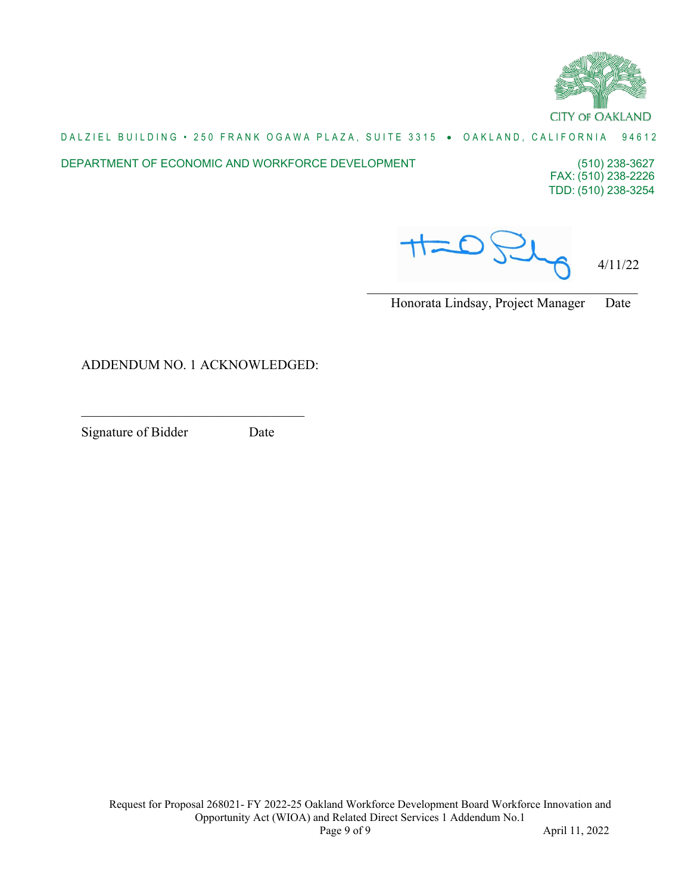CITY OF OAKLAND

DALZIEL BUILDING • 250 FRANK OGAWA PLAZA, SUITE 3315 • OAKLAND, CALIFORNIA 94612

DEPARTMENT OF ECONOMIC AND WORKFORCE DEVELOPMENT

(510) 238-3627
FAX: (510) 238-2226
TDD: (510) 238-3254

4/11/22

Honorata Lindsay, Project Manager Date

ADDENDUM NO. 1 ACKNOWLEDGED:

Signature of Bidder Date